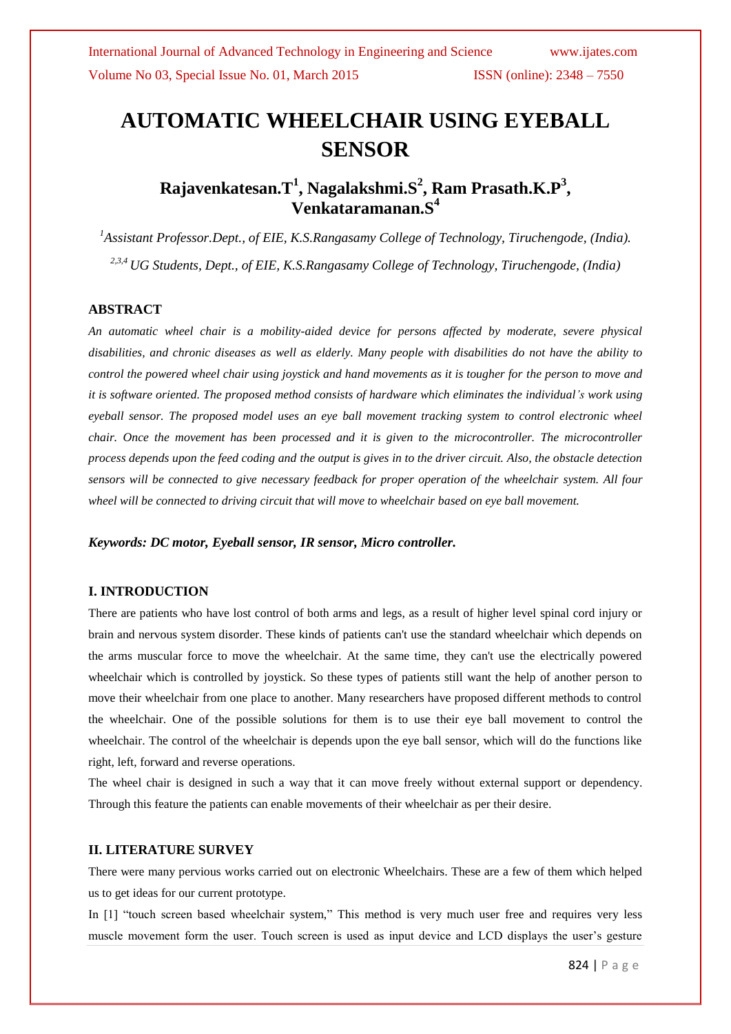# AUTOMATIC WHEELCHAIR USING EYEBALL SENSOR

**Rajavenkatesan.T[1], Nagalakshmi.S[2], Ram Prasath.K.P[3], Venkataramanan.S[4]**

*[1]Assistant Professor.Dept., of EIE, K.S.Rangasamy College of Technology, Tiruchengode, (India).*

*[2,3,4] UG Students, Dept., of EIE, K.S.Rangasamy College of Technology, Tiruchengode, (India)*

## ABSTRACT

*An automatic wheel chair is a mobility-aided device for persons affected by moderate, severe physical disabilities, and chronic diseases as well as elderly. Many people with disabilities do not have the ability to control the powered wheel chair using joystick and hand movements as it is tougher for the person to move and it is software oriented. The proposed method consists of hardware which eliminates the individual's work using eyeball sensor. The proposed model uses an eye ball movement tracking system to control electronic wheel chair. Once the movement has been processed and it is given to the microcontroller. The microcontroller process depends upon the feed coding and the output is gives in to the driver circuit. Also, the obstacle detection sensors will be connected to give necessary feedback for proper operation of the wheelchair system. All four wheel will be connected to driving circuit that will move to wheelchair based on eye ball movement.*

***Keywords: DC motor, Eyeball sensor, IR sensor, Micro controller.***

## I. INTRODUCTION

There are patients who have lost control of both arms and legs, as a result of higher level spinal cord injury or brain and nervous system disorder. These kinds of patients can't use the standard wheelchair which depends on the arms muscular force to move the wheelchair. At the same time, they can't use the electrically powered wheelchair which is controlled by joystick. So these types of patients still want the help of another person to move their wheelchair from one place to another. Many researchers have proposed different methods to control the wheelchair. One of the possible solutions for them is to use their eye ball movement to control the wheelchair. The control of the wheelchair is depends upon the eye ball sensor, which will do the functions like right, left, forward and reverse operations.

The wheel chair is designed in such a way that it can move freely without external support or dependency. Through this feature the patients can enable movements of their wheelchair as per their desire.

## II. LITERATURE SURVEY

There were many pervious works carried out on electronic Wheelchairs. These are a few of them which helped us to get ideas for our current prototype.

In [1] "touch screen based wheelchair system," This method is very much user free and requires very less muscle movement form the user. Touch screen is used as input device and LCD displays the user's gesture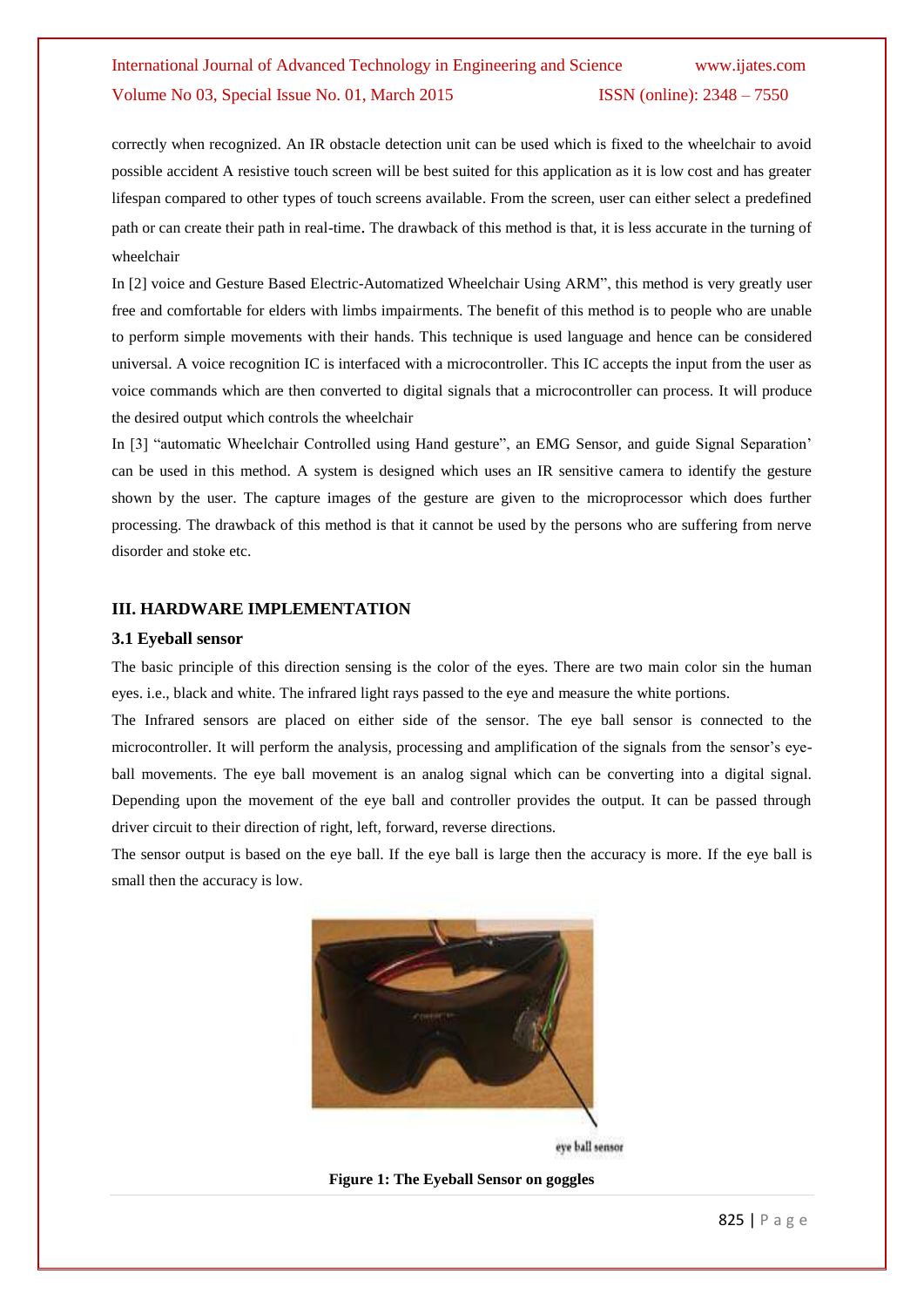correctly when recognized. An IR obstacle detection unit can be used which is fixed to the wheelchair to avoid possible accident A resistive touch screen will be best suited for this application as it is low cost and has greater lifespan compared to other types of touch screens available. From the screen, user can either select a predefined path or can create their path in real-time. The drawback of this method is that, it is less accurate in the turning of wheelchair

In [2] voice and Gesture Based Electric-Automatized Wheelchair Using ARM", this method is very greatly user free and comfortable for elders with limbs impairments. The benefit of this method is to people who are unable to perform simple movements with their hands. This technique is used language and hence can be considered universal. A voice recognition IC is interfaced with a microcontroller. This IC accepts the input from the user as voice commands which are then converted to digital signals that a microcontroller can process. It will produce the desired output which controls the wheelchair

In [3] "automatic Wheelchair Controlled using Hand gesture", an EMG Sensor, and guide Signal Separation' can be used in this method. A system is designed which uses an IR sensitive camera to identify the gesture shown by the user. The capture images of the gesture are given to the microprocessor which does further processing. The drawback of this method is that it cannot be used by the persons who are suffering from nerve disorder and stoke etc.

## III. HARDWARE IMPLEMENTATION

### 3.1 Eyeball sensor

The basic principle of this direction sensing is the color of the eyes. There are two main color sin the human eyes. i.e., black and white. The infrared light rays passed to the eye and measure the white portions.

The Infrared sensors are placed on either side of the sensor. The eye ball sensor is connected to the microcontroller. It will perform the analysis, processing and amplification of the signals from the sensor's eye-ball movements. The eye ball movement is an analog signal which can be converting into a digital signal. Depending upon the movement of the eye ball and controller provides the output. It can be passed through driver circuit to their direction of right, left, forward, reverse directions.

The sensor output is based on the eye ball. If the eye ball is large then the accuracy is more. If the eye ball is small then the accuracy is low.

eye ball sensor

**Figure 1: The Eyeball Sensor on goggles**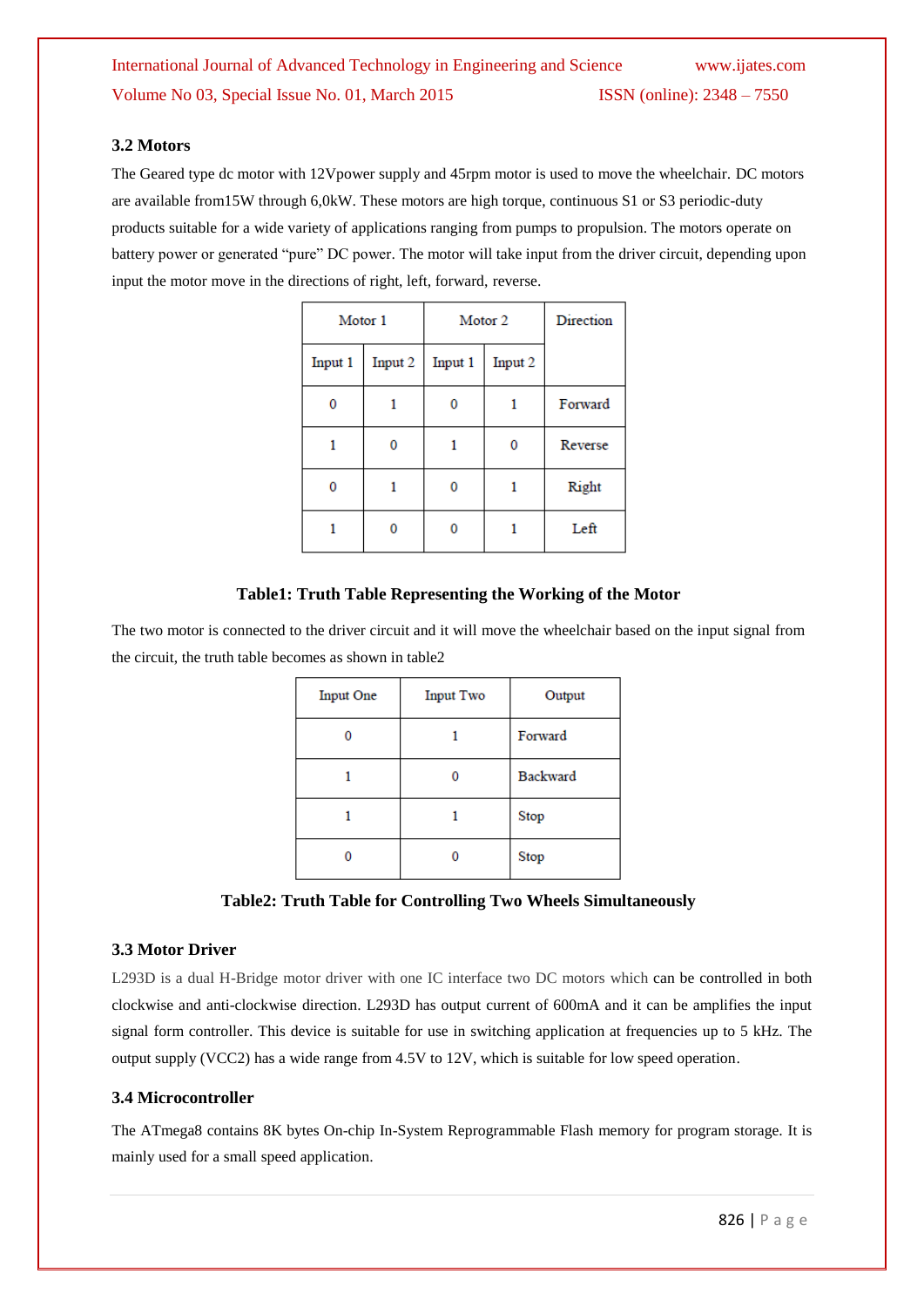### 3.2 Motors

The Geared type dc motor with 12Vpower supply and 45rpm motor is used to move the wheelchair. DC motors are available from15W through 6,0kW. These motors are high torque, continuous S1 or S3 periodic-duty products suitable for a wide variety of applications ranging from pumps to propulsion. The motors operate on battery power or generated “pure” DC power. The motor will take input from the driver circuit, depending upon input the motor move in the directions of right, left, forward, reverse.

| Motor 1 | | Motor 2 | | Direction |
|---|---|---|---|---|
| Input 1 | Input 2 | Input 1 | Input 2 | |
| 0 | 1 | 0 | 1 | Forward |
| 1 | 0 | 1 | 0 | Reverse |
| 0 | 1 | 0 | 1 | Right |
| 1 | 0 | 0 | 1 | Left |

**Table1: Truth Table Representing the Working of the Motor**

The two motor is connected to the driver circuit and it will move the wheelchair based on the input signal from the circuit, the truth table becomes as shown in table2

| Input One | Input Two | Output |
|---|---|---|
| 0 | 1 | Forward |
| 1 | 0 | Backward |
| 1 | 1 | Stop |
| 0 | 0 | Stop |

**Table2: Truth Table for Controlling Two Wheels Simultaneously**

### 3.3 Motor Driver

L293D is a dual H-Bridge motor driver with one IC interface two DC motors which can be controlled in both clockwise and anti-clockwise direction. L293D has output current of 600mA and it can be amplifies the input signal form controller. This device is suitable for use in switching application at frequencies up to 5 kHz. The output supply (VCC2) has a wide range from 4.5V to 12V, which is suitable for low speed operation.

### 3.4 Microcontroller

The ATmega8 contains 8K bytes On-chip In-System Reprogrammable Flash memory for program storage. It is mainly used for a small speed application.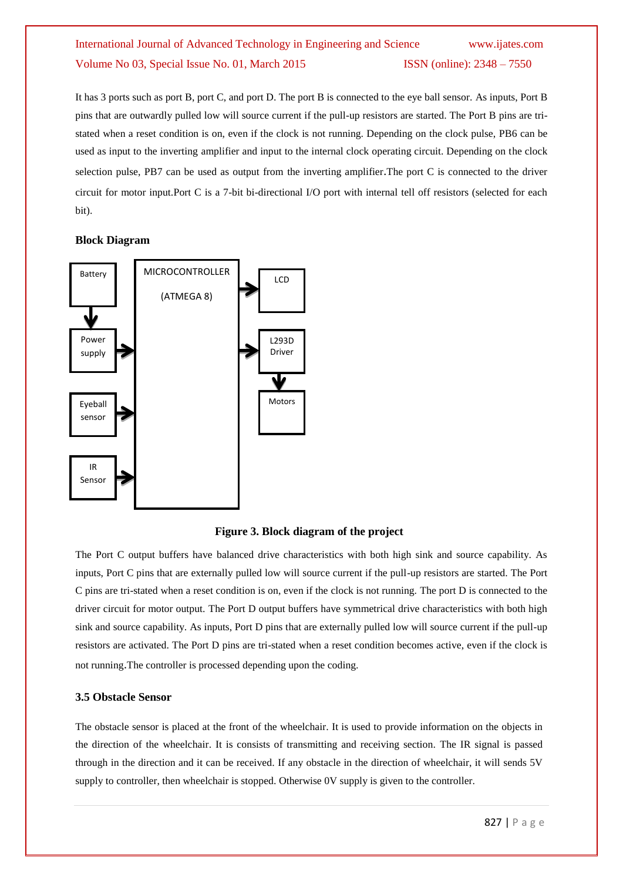It has 3 ports such as port B, port C, and port D. The port B is connected to the eye ball sensor. As inputs, Port B pins that are outwardly pulled low will source current if the pull-up resistors are started. The Port B pins are tri-stated when a reset condition is on, even if the clock is not running. Depending on the clock pulse, PB6 can be used as input to the inverting amplifier and input to the internal clock operating circuit. Depending on the clock selection pulse, PB7 can be used as output from the inverting amplifier.The port C is connected to the driver circuit for motor input.Port C is a 7-bit bi-directional I/O port with internal tell off resistors (selected for each bit).

**Block Diagram**

Battery

Power supply

Eyeball sensor

IR Sensor

MICROCONTROLLER

(ATMEGA 8)

LCD

L293D Driver

Motors

**Figure 3. Block diagram of the project**

The Port C output buffers have balanced drive characteristics with both high sink and source capability. As inputs, Port C pins that are externally pulled low will source current if the pull-up resistors are started. The Port C pins are tri-stated when a reset condition is on, even if the clock is not running. The port D is connected to the driver circuit for motor output. The Port D output buffers have symmetrical drive characteristics with both high sink and source capability. As inputs, Port D pins that are externally pulled low will source current if the pull-up resistors are activated. The Port D pins are tri-stated when a reset condition becomes active, even if the clock is not running.The controller is processed depending upon the coding.

### 3.5 Obstacle Sensor

The obstacle sensor is placed at the front of the wheelchair. It is used to provide information on the objects in the direction of the wheelchair. It is consists of transmitting and receiving section. The IR signal is passed through in the direction and it can be received. If any obstacle in the direction of wheelchair, it will sends 5V supply to controller, then wheelchair is stopped. Otherwise 0V supply is given to the controller.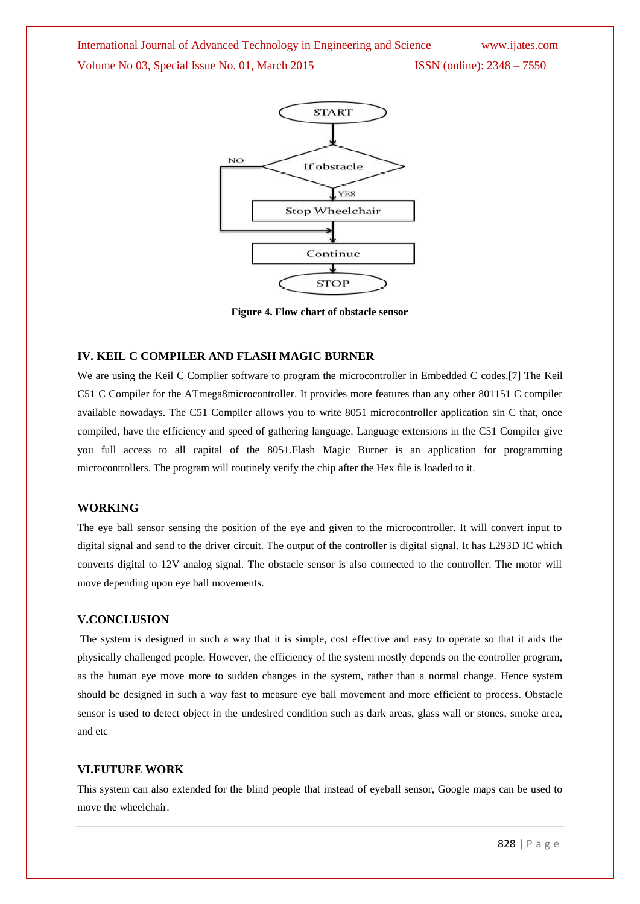Figure 4. Flow chart of obstacle sensor

## IV. KEIL C COMPILER AND FLASH MAGIC BURNER

We are using the Keil C Complier software to program the microcontroller in Embedded C codes.[7] The Keil C51 C Compiler for the ATmega8microcontroller. It provides more features than any other 801151 C compiler available nowadays. The C51 Compiler allows you to write 8051 microcontroller application sin C that, once compiled, have the efficiency and speed of gathering language. Language extensions in the C51 Compiler give you full access to all capital of the 8051.Flash Magic Burner is an application for programming microcontrollers. The program will routinely verify the chip after the Hex file is loaded to it.

## WORKING

The eye ball sensor sensing the position of the eye and given to the microcontroller. It will convert input to digital signal and send to the driver circuit. The output of the controller is digital signal. It has L293D IC which converts digital to 12V analog signal. The obstacle sensor is also connected to the controller. The motor will move depending upon eye ball movements.

## V.CONCLUSION

The system is designed in such a way that it is simple, cost effective and easy to operate so that it aids the physically challenged people. However, the efficiency of the system mostly depends on the controller program, as the human eye move more to sudden changes in the system, rather than a normal change. Hence system should be designed in such a way fast to measure eye ball movement and more efficient to process. Obstacle sensor is used to detect object in the undesired condition such as dark areas, glass wall or stones, smoke area, and etc

## VI.FUTURE WORK

This system can also extended for the blind people that instead of eyeball sensor, Google maps can be used to move the wheelchair.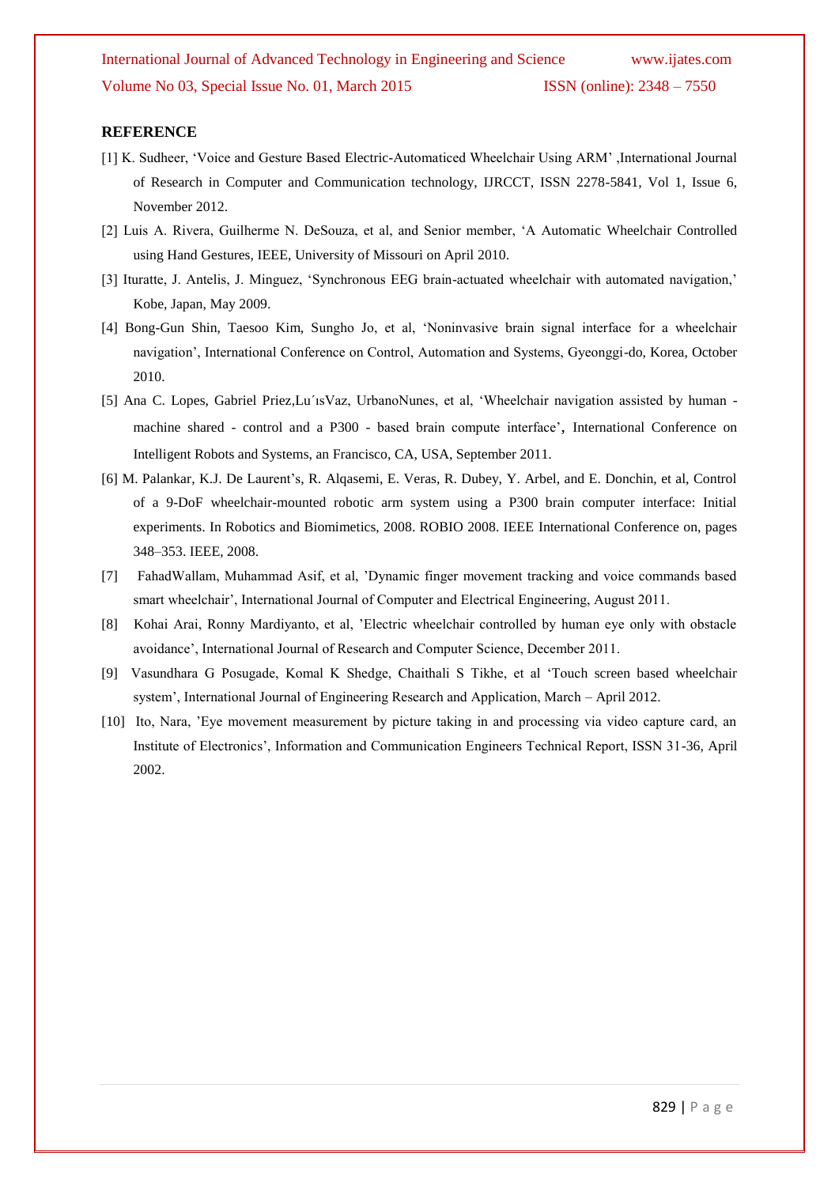## REFERENCE

[1] K. Sudheer, 'Voice and Gesture Based Electric-Automaticed Wheelchair Using ARM' ,International Journal of Research in Computer and Communication technology, IJRCCT, ISSN 2278-5841, Vol 1, Issue 6, November 2012.

[2] Luis A. Rivera, Guilherme N. DeSouza, et al, and Senior member, 'A Automatic Wheelchair Controlled using Hand Gestures, IEEE, University of Missouri on April 2010.

[3] Ituratte, J. Antelis, J. Minguez, 'Synchronous EEG brain-actuated wheelchair with automated navigation,' Kobe, Japan, May 2009.

[4] Bong-Gun Shin, Taesoo Kim, Sungho Jo, et al, 'Noninvasive brain signal interface for a wheelchair navigation', International Conference on Control, Automation and Systems, Gyeonggi-do, Korea, October 2010.

[5] Ana C. Lopes, Gabriel Priez,Lu´ısVaz, UrbanoNunes, et al, 'Wheelchair navigation assisted by human - machine shared - control and a P300 - based brain compute interface', International Conference on Intelligent Robots and Systems, an Francisco, CA, USA, September 2011.

[6] M. Palankar, K.J. De Laurent's, R. Alqasemi, E. Veras, R. Dubey, Y. Arbel, and E. Donchin, et al, Control of a 9-DoF wheelchair-mounted robotic arm system using a P300 brain computer interface: Initial experiments. In Robotics and Biomimetics, 2008. ROBIO 2008. IEEE International Conference on, pages 348–353. IEEE, 2008.

[7] FahadWallam, Muhammad Asif, et al, 'Dynamic finger movement tracking and voice commands based smart wheelchair', International Journal of Computer and Electrical Engineering, August 2011.

[8] Kohai Arai, Ronny Mardiyanto, et al, 'Electric wheelchair controlled by human eye only with obstacle avoidance', International Journal of Research and Computer Science, December 2011.

[9] Vasundhara G Posugade, Komal K Shedge, Chaithali S Tikhe, et al 'Touch screen based wheelchair system', International Journal of Engineering Research and Application, March – April 2012.

[10] Ito, Nara, 'Eye movement measurement by picture taking in and processing via video capture card, an Institute of Electronics', Information and Communication Engineers Technical Report, ISSN 31-36, April 2002.